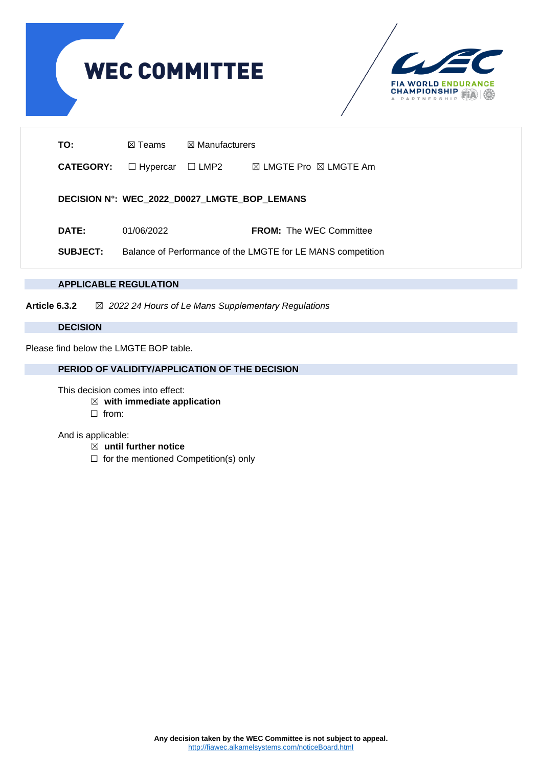# WEC COMMITTEE

**TO:** ☒ Teams ☒ Manufacturers

**CATEGORY:** ☐ Hypercar ☐ LMP2 ☒ LMGTE Pro ☒ LMGTE Am

**DECISION N°: WEC_2022_D0027_LMGTE_BOP_LEMANS**

**DATE:** 01/06/2022 **FROM:** The WEC Committee

**SUBJECT:** Balance of Performance of the LMGTE for LE MANS competition

## APPLICABLE REGULATION

**Article 6.3.2** ☒ *2022 24 Hours of Le Mans Supplementary Regulations*

## DECISION

Please find below the LMGTE BOP table.

## PERIOD OF VALIDITY/APPLICATION OF THE DECISION

This decision comes into effect:

- ☒ **with immediate application**
- ☐ from:

And is applicable:

- ☒ **until further notice**
- ☐ for the mentioned Competition(s) only

**Any decision taken by the WEC Committee is not subject to appeal.**
http://fiawec.alkamelsystems.com/noticeBoard.html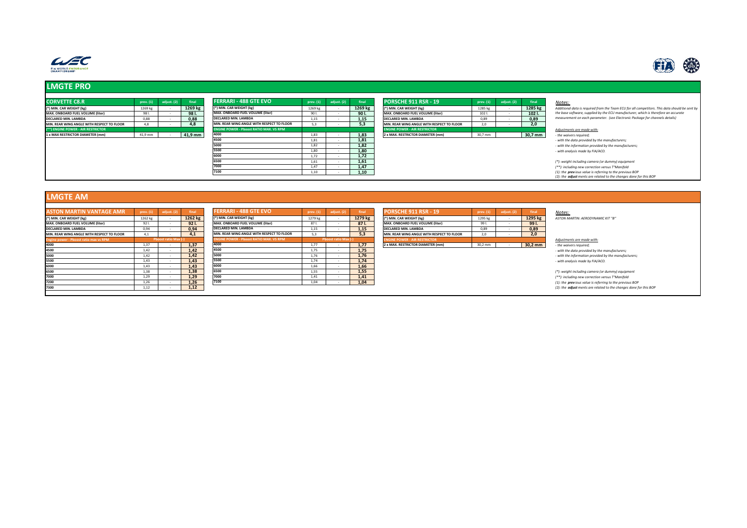## LMGTE PRO

| CORVETTE C8.R | prev. (1) | adjust. (2) | final |
|---|---|---|---|
| (*) MIN. CAR WEIGHT (kg) | 1269 kg | - | 1269 kg |
| MAX. ONBOARD FUEL VOLUME (liter) | 98 l. | - | 98 l. |
| DECLARED MIN. LAMBDA | 0,88 | - | 0,88 |
| MIN. REAR WING ANGLE WITH RESPECT TO FLOOR | 4,8 | - | 4,8 |
| (**) ENGINE POWER - AIR RESTRICTOR | | | |
| 1 x MAX RESTRICTOR DIAMETER (mm) | 41,9 mm | - | 41,9 mm |

| FERRARI - 488 GTE EVO | prev. (1) | adjust. (2) | final |
|---|---|---|---|
| (*) MIN. CAR WEIGHT (kg) | 1269 kg | - | 1269 kg |
| MAX. ONBOARD FUEL VOLUME (liter) | 90 l. | - | 90 l. |
| DECLARED MIN. LAMBDA | 1,15 | - | 1,15 |
| MIN. REAR WING ANGLE WITH RESPECT TO FLOOR | 5,3 | - | 5,3 |
| ENGINE POWER - Pboost RATIO MAX. VS RPM | | | |
| 4000 | 1,83 | - | 1,83 |
| 4500 | 1,81 | - | 1,81 |
| 5000 | 1,82 | - | 1,82 |
| 5500 | 1,80 | - | 1,80 |
| 6000 | 1,72 | - | 1,72 |
| 6500 | 1,61 | - | 1,61 |
| 7000 | 1,47 | - | 1,47 |
| 7100 | 1,10 | - | 1,10 |

| PORSCHE 911 RSR - 19 | prev. (1) | adjust. (2) | final |
|---|---|---|---|
| (*) MIN. CAR WEIGHT (kg) | 1285 kg | - | 1285 kg |
| MAX. ONBOARD FUEL VOLUME (liter) | 102 l. | - | 102 l. |
| DECLARED MIN. LAMBDA | 0,89 | - | 0,89 |
| MIN. REAR WING ANGLE WITH RESPECT TO FLOOR | 2,0 | - | 2,0 |
| ENGINE POWER - AIR RESTRICTOR | | | |
| 2 x MAX. RESTRICTOR DIAMETER (mm) | 30,7 mm | | 30,7 mm |

*Notes:*

*Additional data is required from the Team ECU for all competitors. This data should be sent by the base software, supplied by the ECU manufacturer, which is therefore an accurate measurement on each parameter. (see Electronic Package for channels details)*

*Adjustments are made with:*

- *the waivers required;*
- *with the data provided by the manufacturers;*
- *with the information provided by the manufacturers;*
- *with analysis made by FIA/ACO.*

*(*): weight including camera (or dummy) equipment*

*(**): including new correction versus T°Manifold*

*(1): the **prev**ious value is referring to the previous BOP*

*(2): the **adjust**ments are related to the changes done for this BOP*

## LMGTE AM

| ASTON MARTIN VANTAGE AMR | prev. (1) | adjust. (2) | final |
|---|---|---|---|
| (*) MIN. CAR WEIGHT (kg) | 1262 kg | - | 1262 kg |
| MAX. ONBOARD FUEL VOLUME (liter) | 92 l. | - | 92 l. |
| DECLARED MIN. LAMBDA | 0,94 | - | 0,94 |
| MIN. REAR WING ANGLE WITH RESPECT TO FLOOR | 4,1 | - | 4,1 |
| Engine power - Pboost ratio max vs RPM | Pboost ratio Max (-) | | |
| 4000 | 1,37 | - | 1,37 |
| 4500 | 1,42 | - | 1,42 |
| 5000 | 1,42 | - | 1,42 |
| 5500 | 1,43 | - | 1,43 |
| 6000 | 1,43 | - | 1,43 |
| 6500 | 1,38 | - | 1,38 |
| 7000 | 1,29 | - | 1,29 |
| 7200 | 1,26 | - | 1,26 |
| 7300 | 1,12 | - | 1,12 |

| FERRARI - 488 GTE EVO | prev. (1) | adjust. (2) | final |
|---|---|---|---|
| (*) MIN. CAR WEIGHT (kg) | 1279 kg | - | 1279 kg |
| MAX. ONBOARD FUEL VOLUME (liter) | 87 l. | - | 87 l. |
| DECLARED MIN. LAMBDA | 1,15 | - | 1,15 |
| MIN. REAR WING ANGLE WITH RESPECT TO FLOOR | 5,3 | - | 5,3 |
| ENGINE POWER - Pboost RATIO MAX. VS RPM | Pboost ratio Max (-) | | |
| 4000 | 1,77 | - | 1,77 |
| 4500 | 1,75 | - | 1,75 |
| 5000 | 1,76 | - | 1,76 |
| 5500 | 1,74 | - | 1,74 |
| 6000 | 1,66 | - | 1,66 |
| 6500 | 1,55 | - | 1,55 |
| 7000 | 1,41 | - | 1,41 |
| 7100 | 1,04 | - | 1,04 |

| PORSCHE 911 RSR - 19 | prev. (1) | adjust. (2) | final |
|---|---|---|---|
| (*) MIN. CAR WEIGHT (kg) | 1295 kg | - | 1295 kg |
| MAX. ONBOARD FUEL VOLUME (liter) | 99 l. | - | 99 l. |
| DECLARED MIN. LAMBDA | 0,89 | - | 0,89 |
| MIN. REAR WING ANGLE WITH RESPECT TO FLOOR | 2,0 | - | 2,0 |
| ENGINE POWER - AIR RESTRICTOR | | | |
| 2 x MAX. RESTRICTOR DIAMETER (mm) | 30,2 mm | - | 30,2 mm |

*Notes:*

*ASTON MARTIN: AERODYNAMIC KIT "B"*

*Adjustments are made with:*

- *the waivers required;*
- *with the data provided by the manufacturers;*
- *with the information provided by the manufacturers;*
- *with analysis made by FIA/ACO.*

*(*): weight including camera (or dummy) equipment*

*(**): including new correction versus T°Manifold*

*(1): the **prev**ious value is referring to the previous BOP*

*(2): the **adjust**ments are related to the changes done for this BOP*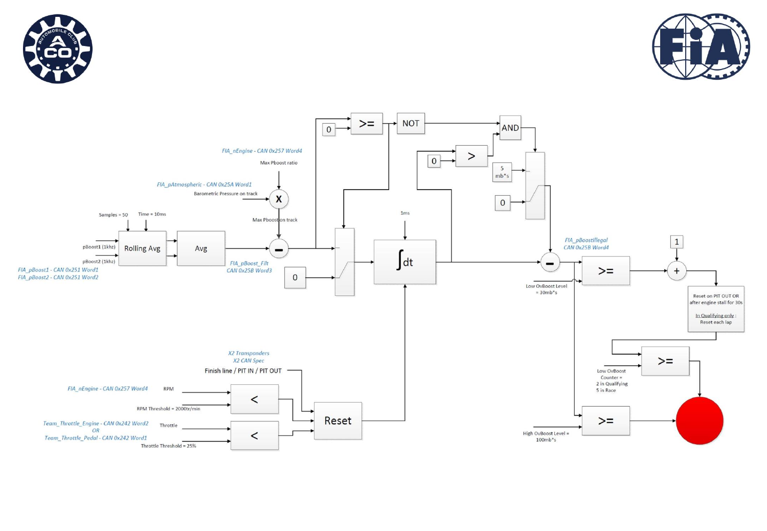0
>=
NOT
AND
0
>
5 mb*s
0

FIA_nEngine - CAN 0x257 Word4
Max Pboost ratio

FIA_pAtmospheric - CAN 0x25A Word1
Barometric Pressure on track
X
Max Pboost on track

Samples = 50
Time = 10ms
pBoost1 (1khz)
pBoost2 (1khz)
Rolling Avg
Avg
FIA_pBoost1 - CAN 0x251 Word1
FIA_pBoost2 - CAN 0x251 Word2
FIA_pBoost_Filt
CAN 0x25B Word3
0

1ms
∫dt

FIA_pBoostIllegal
CAN 0x25B Word4
>=
1
+
Low OvBoost Level = 30mb*s

Reset on PIT OUT OR after engine stall for 30s

In Qualifying only : Reset each lap

>=
Low OvBoost Counter = 2 in Qualifying 5 in Race

>=
High OvBoost Level = 100mb*s

X2 Transponders
X2 CAN Spec
Finish line / PIT IN / PIT OUT

FIA_nEngine - CAN 0x257 Word4
RPM
<
RPM Threshold = 2000tr/min
Reset

Team_Throttle_Engine - CAN 0x242 Word2
OR
Team_Throttle_Pedal - CAN 0x242 Word1
Throttle
<
Throttle Threshold = 25%